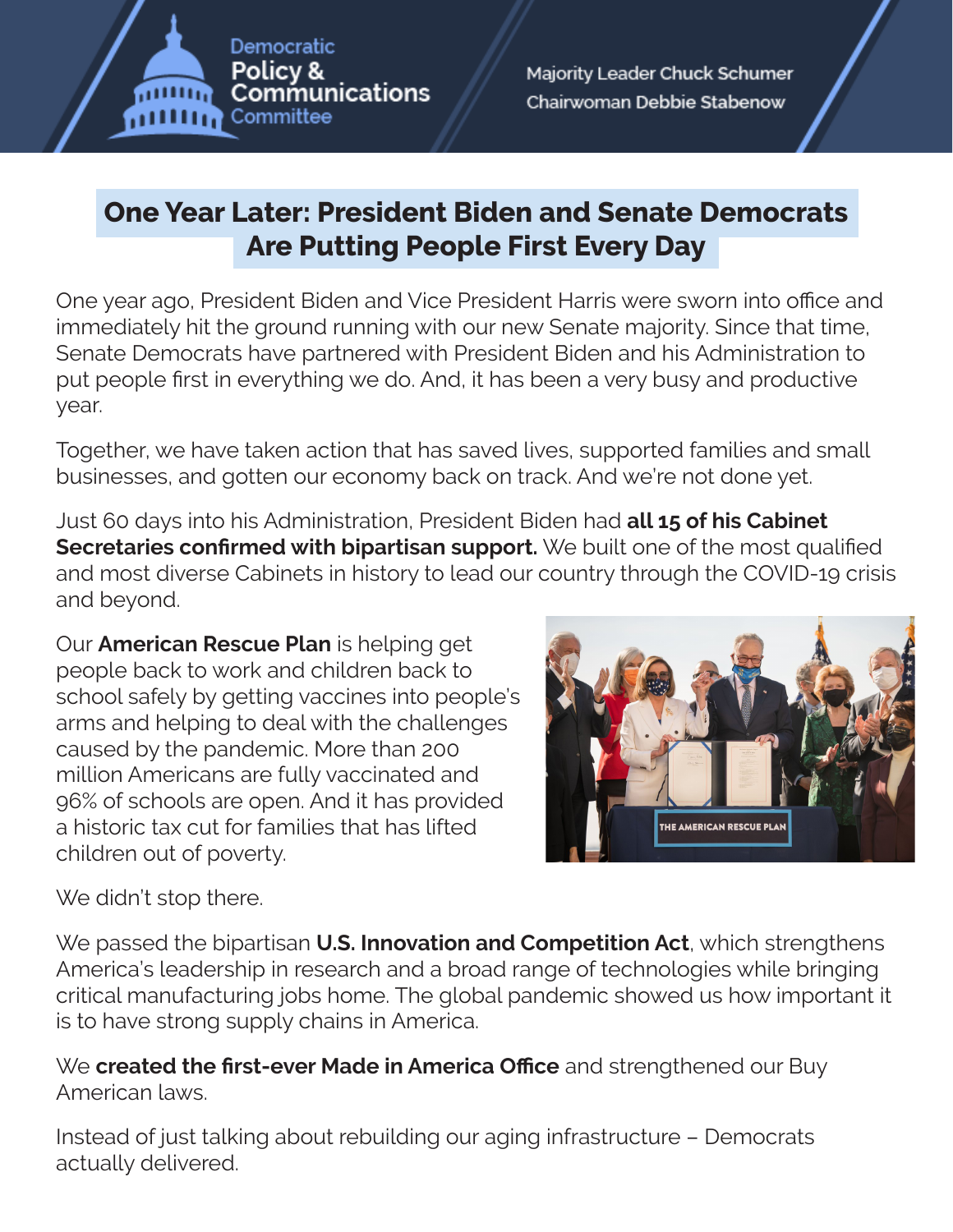Democratic Policy & Communications Committee

Majority Leader Chuck Schumer
Chairwoman Debbie Stabenow

# One Year Later: President Biden and Senate Democrats Are Putting People First Every Day

One year ago, President Biden and Vice President Harris were sworn into office and immediately hit the ground running with our new Senate majority. Since that time, Senate Democrats have partnered with President Biden and his Administration to put people first in everything we do. And, it has been a very busy and productive year.

Together, we have taken action that has saved lives, supported families and small businesses, and gotten our economy back on track. And we're not done yet.

Just 60 days into his Administration, President Biden had **all 15 of his Cabinet Secretaries confirmed with bipartisan support.** We built one of the most qualified and most diverse Cabinets in history to lead our country through the COVID-19 crisis and beyond.

Our **American Rescue Plan** is helping get people back to work and children back to school safely by getting vaccines into people's arms and helping to deal with the challenges caused by the pandemic. More than 200 million Americans are fully vaccinated and 96% of schools are open. And it has provided a historic tax cut for families that has lifted children out of poverty.

We didn't stop there.

We passed the bipartisan **U.S. Innovation and Competition Act**, which strengthens America's leadership in research and a broad range of technologies while bringing critical manufacturing jobs home. The global pandemic showed us how important it is to have strong supply chains in America.

We **created the first-ever Made in America Office** and strengthened our Buy American laws.

Instead of just talking about rebuilding our aging infrastructure – Democrats actually delivered.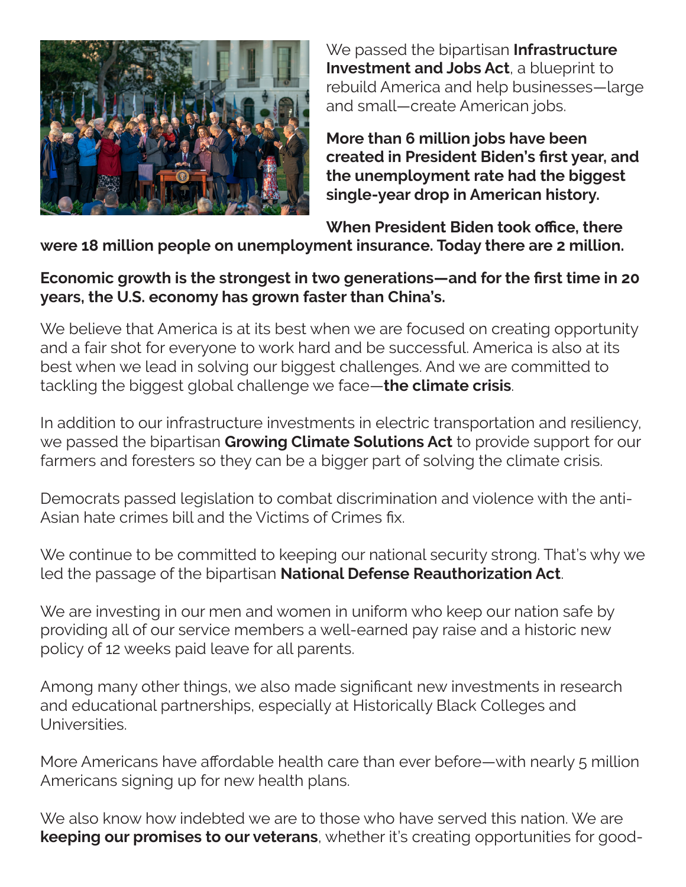We passed the bipartisan **Infrastructure Investment and Jobs Act**, a blueprint to rebuild America and help businesses—large and small—create American jobs.

**More than 6 million jobs have been created in President Biden's first year, and the unemployment rate had the biggest single-year drop in American history.**

**When President Biden took office, there were 18 million people on unemployment insurance. Today there are 2 million.**

**Economic growth is the strongest in two generations—and for the first time in 20 years, the U.S. economy has grown faster than China's.**

We believe that America is at its best when we are focused on creating opportunity and a fair shot for everyone to work hard and be successful. America is also at its best when we lead in solving our biggest challenges. And we are committed to tackling the biggest global challenge we face—**the climate crisis**.

In addition to our infrastructure investments in electric transportation and resiliency, we passed the bipartisan **Growing Climate Solutions Act** to provide support for our farmers and foresters so they can be a bigger part of solving the climate crisis.

Democrats passed legislation to combat discrimination and violence with the anti-Asian hate crimes bill and the Victims of Crimes fix.

We continue to be committed to keeping our national security strong. That's why we led the passage of the bipartisan **National Defense Reauthorization Act**.

We are investing in our men and women in uniform who keep our nation safe by providing all of our service members a well-earned pay raise and a historic new policy of 12 weeks paid leave for all parents.

Among many other things, we also made significant new investments in research and educational partnerships, especially at Historically Black Colleges and Universities.

More Americans have affordable health care than ever before—with nearly 5 million Americans signing up for new health plans.

We also know how indebted we are to those who have served this nation. We are **keeping our promises to our veterans**, whether it's creating opportunities for good-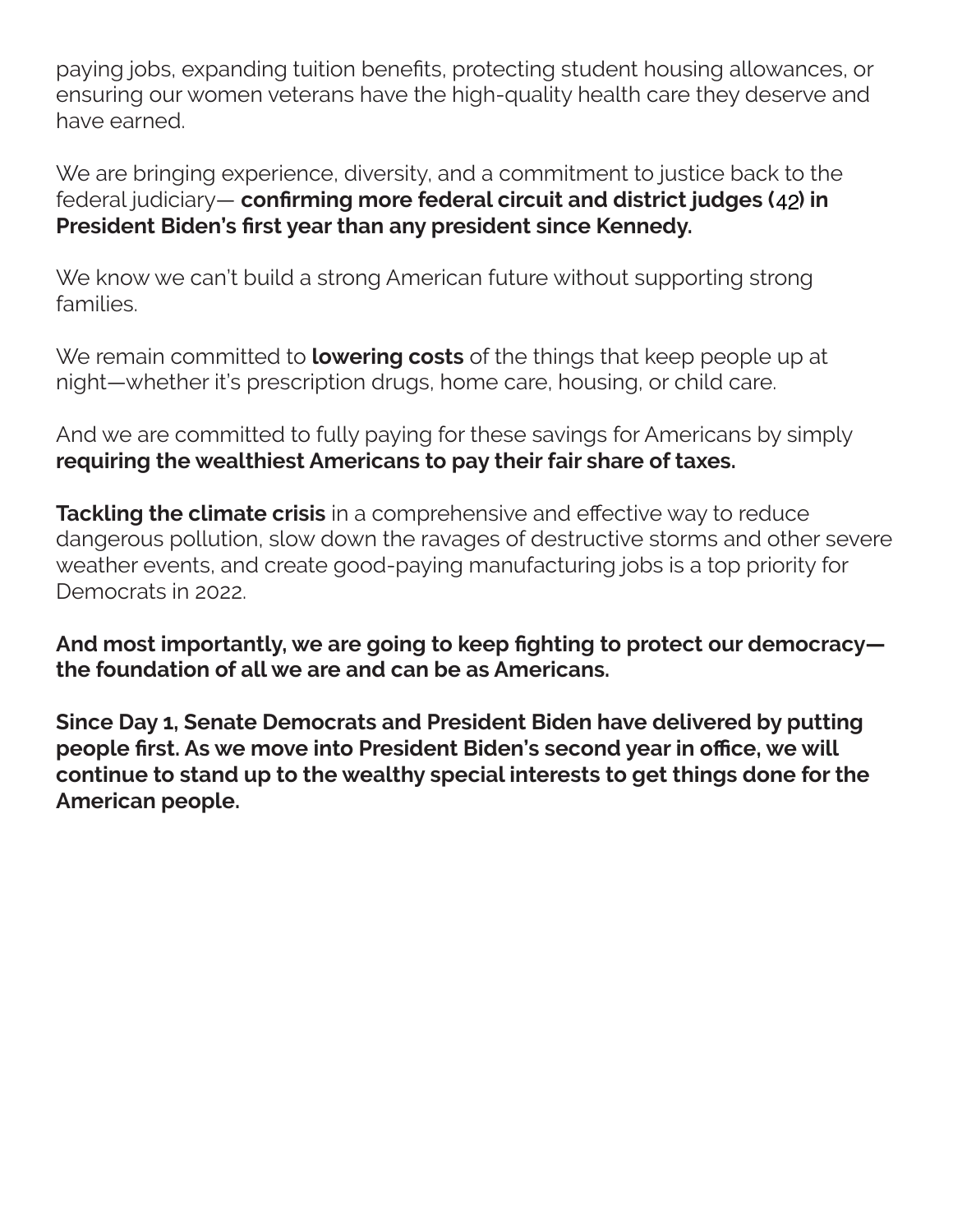paying jobs, expanding tuition benefits, protecting student housing allowances, or ensuring our women veterans have the high-quality health care they deserve and have earned.

We are bringing experience, diversity, and a commitment to justice back to the federal judiciary— **confirming more federal circuit and district judges (42) in President Biden's first year than any president since Kennedy.**

We know we can't build a strong American future without supporting strong families.

We remain committed to **lowering costs** of the things that keep people up at night—whether it's prescription drugs, home care, housing, or child care.

And we are committed to fully paying for these savings for Americans by simply **requiring the wealthiest Americans to pay their fair share of taxes.**

**Tackling the climate crisis** in a comprehensive and effective way to reduce dangerous pollution, slow down the ravages of destructive storms and other severe weather events, and create good-paying manufacturing jobs is a top priority for Democrats in 2022.

**And most importantly, we are going to keep fighting to protect our democracy—the foundation of all we are and can be as Americans.**

**Since Day 1, Senate Democrats and President Biden have delivered by putting people first. As we move into President Biden's second year in office, we will continue to stand up to the wealthy special interests to get things done for the American people.**